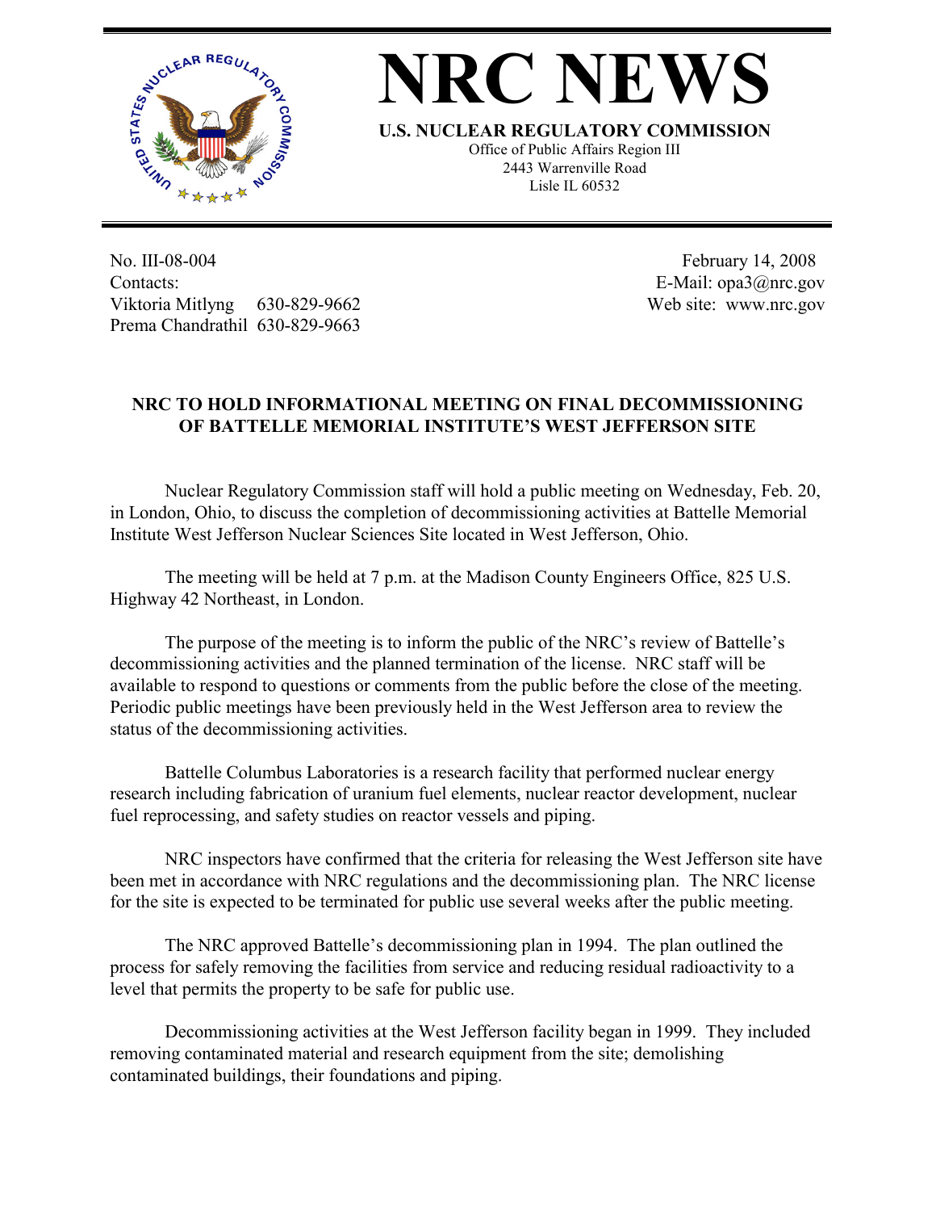# NRC NEWS

**U.S. NUCLEAR REGULATORY COMMISSION**
Office of Public Affairs Region III
2443 Warrenville Road
Lisle IL 60532

No. III-08-004
Contacts:
Viktoria Mitlyng 630-829-9662
Prema Chandrathil 630-829-9663

February 14, 2008
E-Mail: opa3@nrc.gov
Web site: www.nrc.gov

## NRC TO HOLD INFORMATIONAL MEETING ON FINAL DECOMMISSIONING OF BATTELLE MEMORIAL INSTITUTE'S WEST JEFFERSON SITE

Nuclear Regulatory Commission staff will hold a public meeting on Wednesday, Feb. 20, in London, Ohio, to discuss the completion of decommissioning activities at Battelle Memorial Institute West Jefferson Nuclear Sciences Site located in West Jefferson, Ohio.

The meeting will be held at 7 p.m. at the Madison County Engineers Office, 825 U.S. Highway 42 Northeast, in London.

The purpose of the meeting is to inform the public of the NRC's review of Battelle's decommissioning activities and the planned termination of the license. NRC staff will be available to respond to questions or comments from the public before the close of the meeting. Periodic public meetings have been previously held in the West Jefferson area to review the status of the decommissioning activities.

Battelle Columbus Laboratories is a research facility that performed nuclear energy research including fabrication of uranium fuel elements, nuclear reactor development, nuclear fuel reprocessing, and safety studies on reactor vessels and piping.

NRC inspectors have confirmed that the criteria for releasing the West Jefferson site have been met in accordance with NRC regulations and the decommissioning plan. The NRC license for the site is expected to be terminated for public use several weeks after the public meeting.

The NRC approved Battelle's decommissioning plan in 1994. The plan outlined the process for safely removing the facilities from service and reducing residual radioactivity to a level that permits the property to be safe for public use.

Decommissioning activities at the West Jefferson facility began in 1999. They included removing contaminated material and research equipment from the site; demolishing contaminated buildings, their foundations and piping.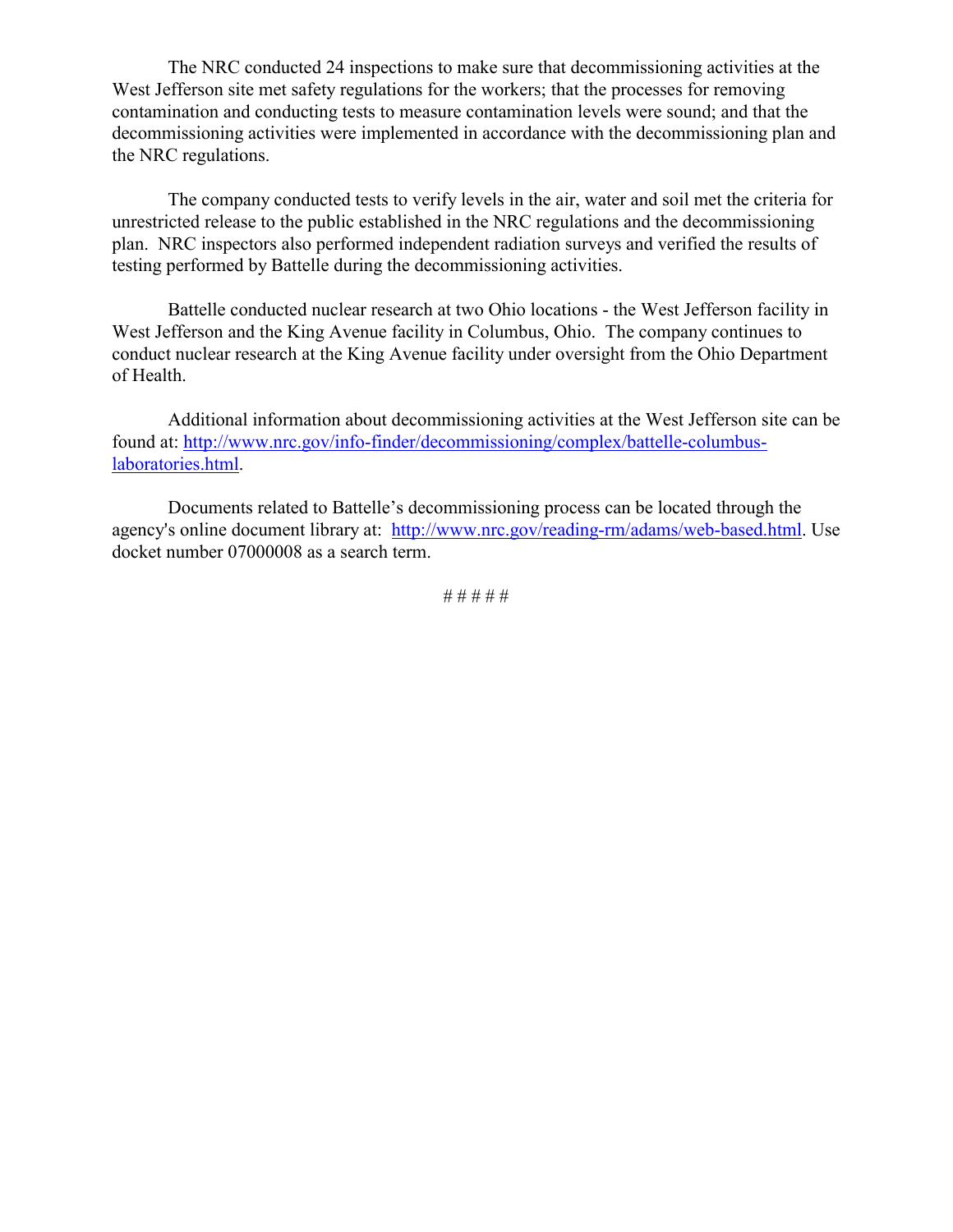The NRC conducted 24 inspections to make sure that decommissioning activities at the West Jefferson site met safety regulations for the workers; that the processes for removing contamination and conducting tests to measure contamination levels were sound; and that the decommissioning activities were implemented in accordance with the decommissioning plan and the NRC regulations.

The company conducted tests to verify levels in the air, water and soil met the criteria for unrestricted release to the public established in the NRC regulations and the decommissioning plan. NRC inspectors also performed independent radiation surveys and verified the results of testing performed by Battelle during the decommissioning activities.

Battelle conducted nuclear research at two Ohio locations - the West Jefferson facility in West Jefferson and the King Avenue facility in Columbus, Ohio. The company continues to conduct nuclear research at the King Avenue facility under oversight from the Ohio Department of Health.

Additional information about decommissioning activities at the West Jefferson site can be found at: [http://www.nrc.gov/info-finder/decommissioning/complex/battelle-columbus-laboratories.html](http://www.nrc.gov/info-finder/decommissioning/complex/battelle-columbus-laboratories.html).

Documents related to Battelle's decommissioning process can be located through the agency's online document library at: [http://www.nrc.gov/reading-rm/adams/web-based.html](http://www.nrc.gov/reading-rm/adams/web-based.html). Use docket number 07000008 as a search term.

# # # # #